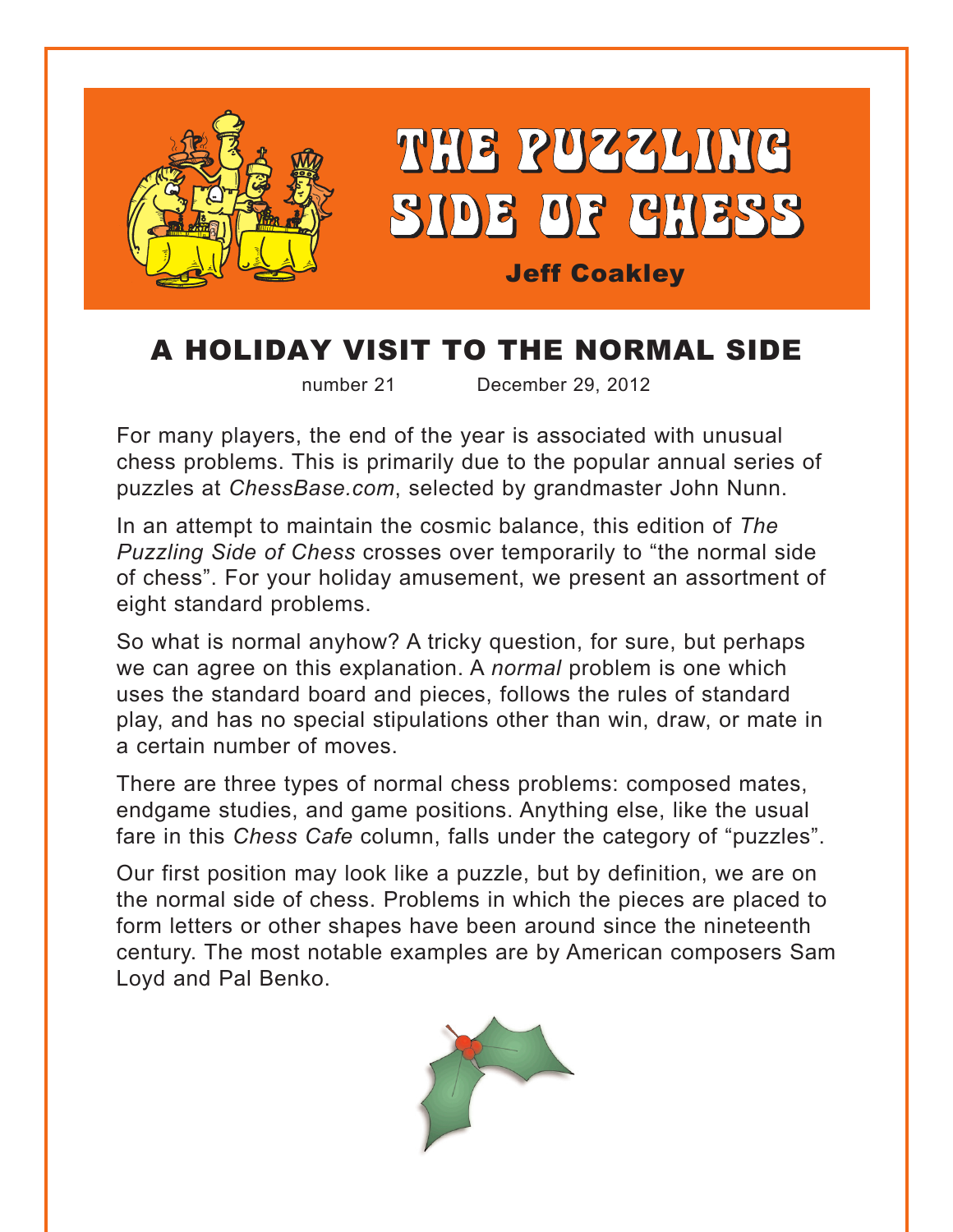# THE PUZZLING SIDE OF CHESS

**Jeff Coakley**

## A HOLIDAY VISIT TO THE NORMAL SIDE

number 21 December 29, 2012

For many players, the end of the year is associated with unusual chess problems. This is primarily due to the popular annual series of puzzles at *ChessBase.com*, selected by grandmaster John Nunn.

In an attempt to maintain the cosmic balance, this edition of *The Puzzling Side of Chess* crosses over temporarily to "the normal side of chess". For your holiday amusement, we present an assortment of eight standard problems.

So what is normal anyhow? A tricky question, for sure, but perhaps we can agree on this explanation. A *normal* problem is one which uses the standard board and pieces, follows the rules of standard play, and has no special stipulations other than win, draw, or mate in a certain number of moves.

There are three types of normal chess problems: composed mates, endgame studies, and game positions. Anything else, like the usual fare in this *Chess Cafe* column, falls under the category of "puzzles".

Our first position may look like a puzzle, but by definition, we are on the normal side of chess. Problems in which the pieces are placed to form letters or other shapes have been around since the nineteenth century. The most notable examples are by American composers Sam Loyd and Pal Benko.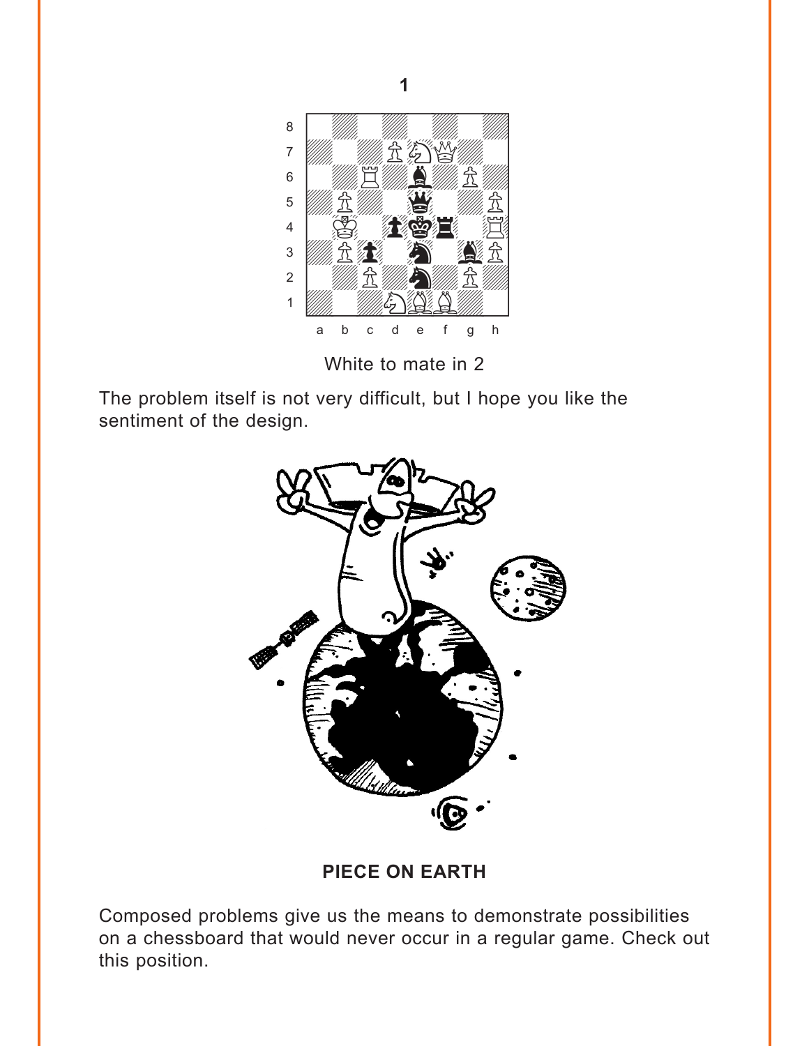**1**

White to mate in 2

The problem itself is not very difficult, but I hope you like the sentiment of the design.

**PIECE ON EARTH**

Composed problems give us the means to demonstrate possibilities on a chessboard that would never occur in a regular game. Check out this position.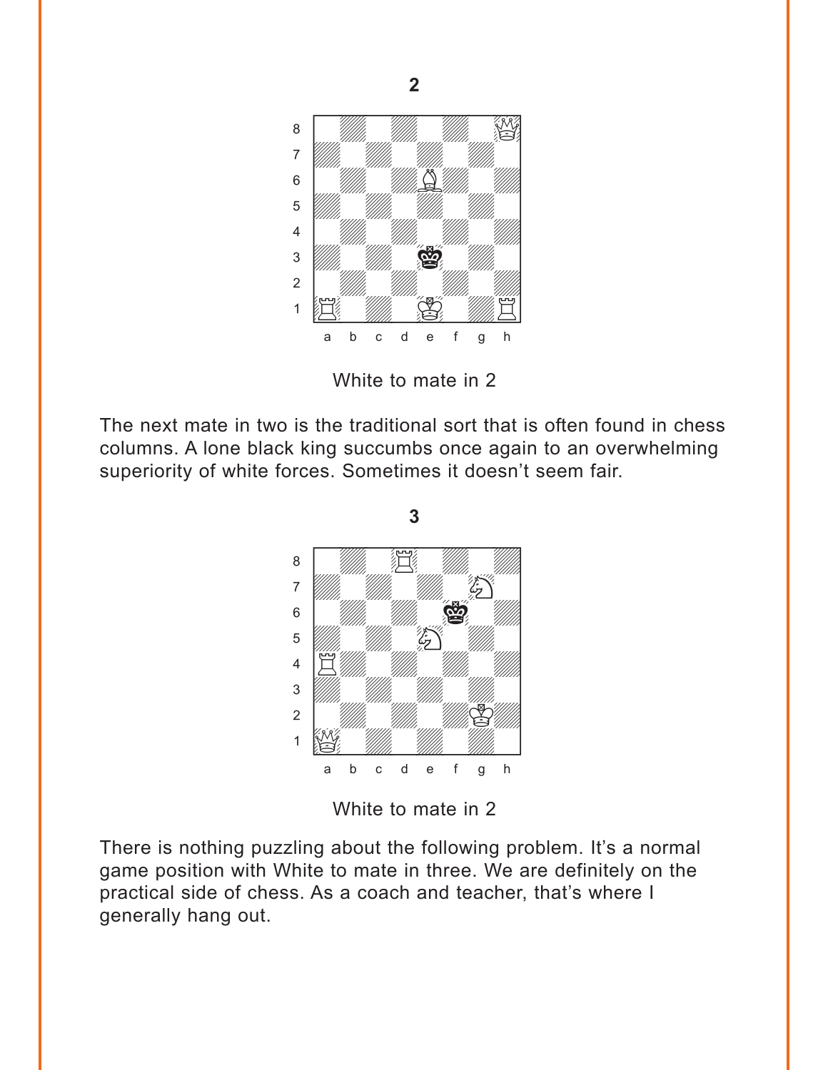**2**

White to mate in 2

The next mate in two is the traditional sort that is often found in chess columns. A lone black king succumbs once again to an overwhelming superiority of white forces. Sometimes it doesn't seem fair.

**3**

White to mate in 2

There is nothing puzzling about the following problem. It's a normal game position with White to mate in three. We are definitely on the practical side of chess. As a coach and teacher, that's where I generally hang out.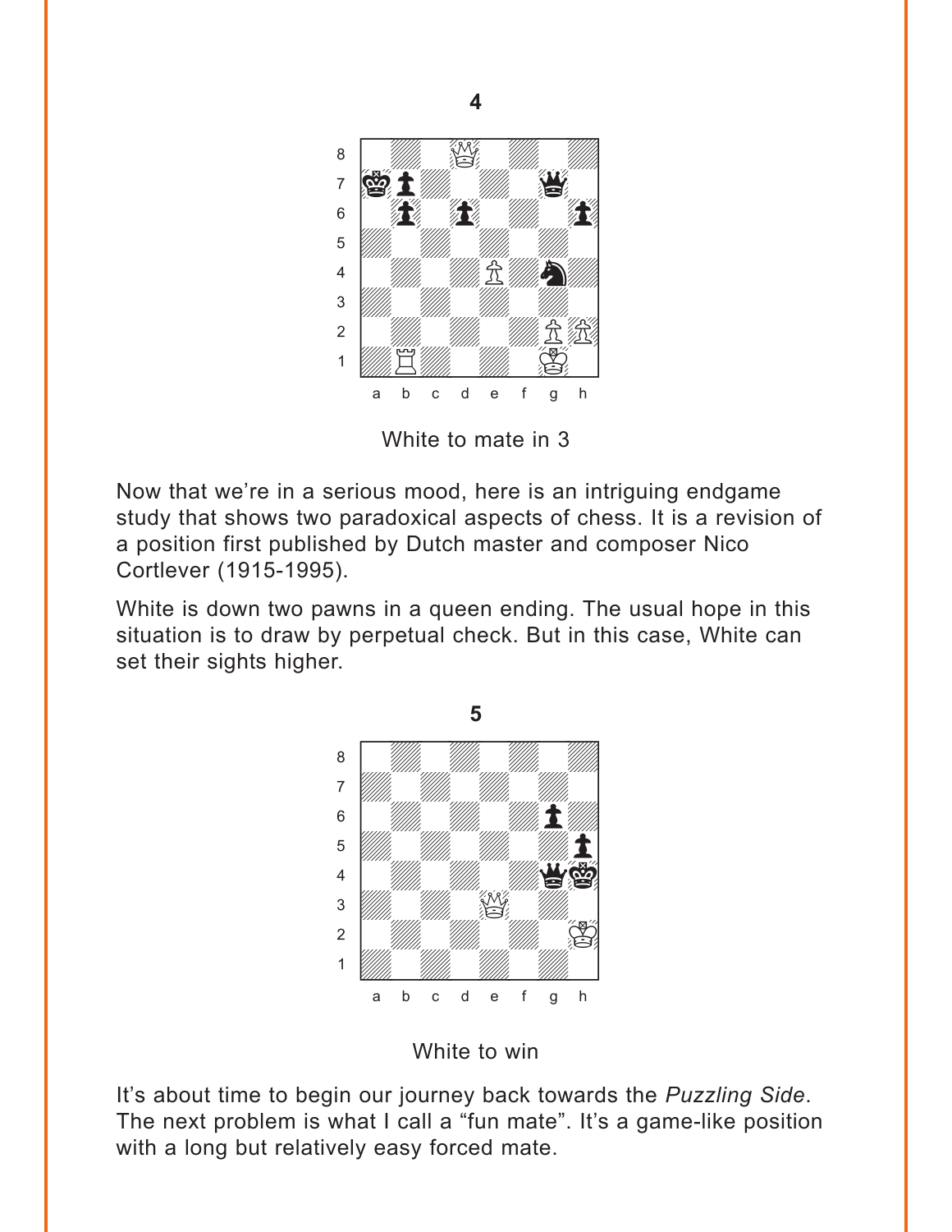**4**

White to mate in 3

Now that we're in a serious mood, here is an intriguing endgame study that shows two paradoxical aspects of chess. It is a revision of a position first published by Dutch master and composer Nico Cortlever (1915-1995).

White is down two pawns in a queen ending. The usual hope in this situation is to draw by perpetual check. But in this case, White can set their sights higher.

**5**

White to win

It's about time to begin our journey back towards the *Puzzling Side*. The next problem is what I call a "fun mate". It's a game-like position with a long but relatively easy forced mate.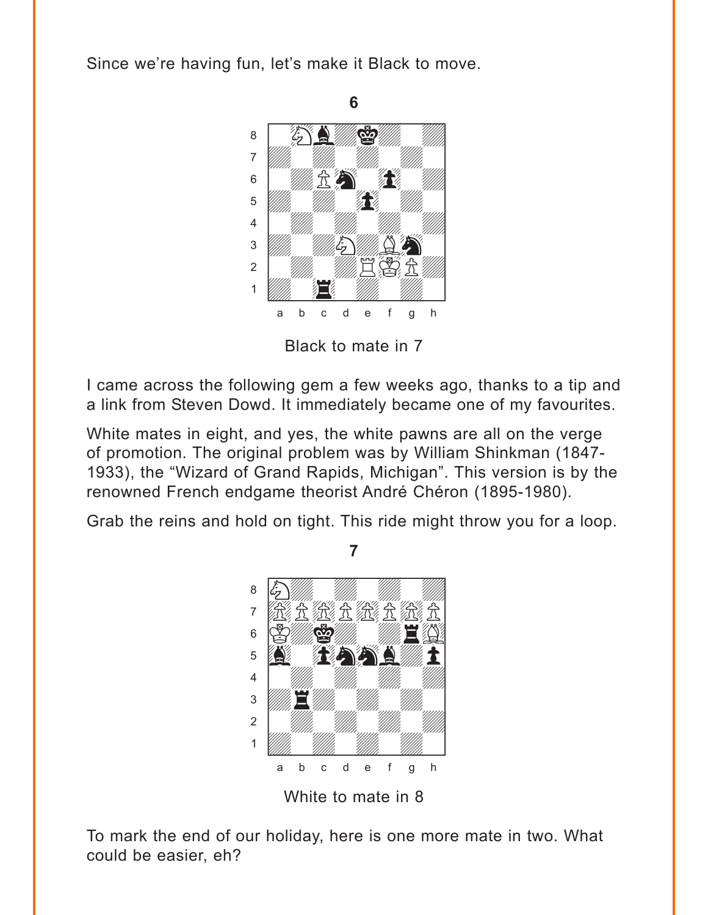Since we're having fun, let's make it Black to move.

**6**

Black to mate in 7

I came across the following gem a few weeks ago, thanks to a tip and a link from Steven Dowd. It immediately became one of my favourites.

White mates in eight, and yes, the white pawns are all on the verge of promotion. The original problem was by William Shinkman (1847-1933), the "Wizard of Grand Rapids, Michigan". This version is by the renowned French endgame theorist André Chéron (1895-1980).

Grab the reins and hold on tight. This ride might throw you for a loop.

**7**

White to mate in 8

To mark the end of our holiday, here is one more mate in two. What could be easier, eh?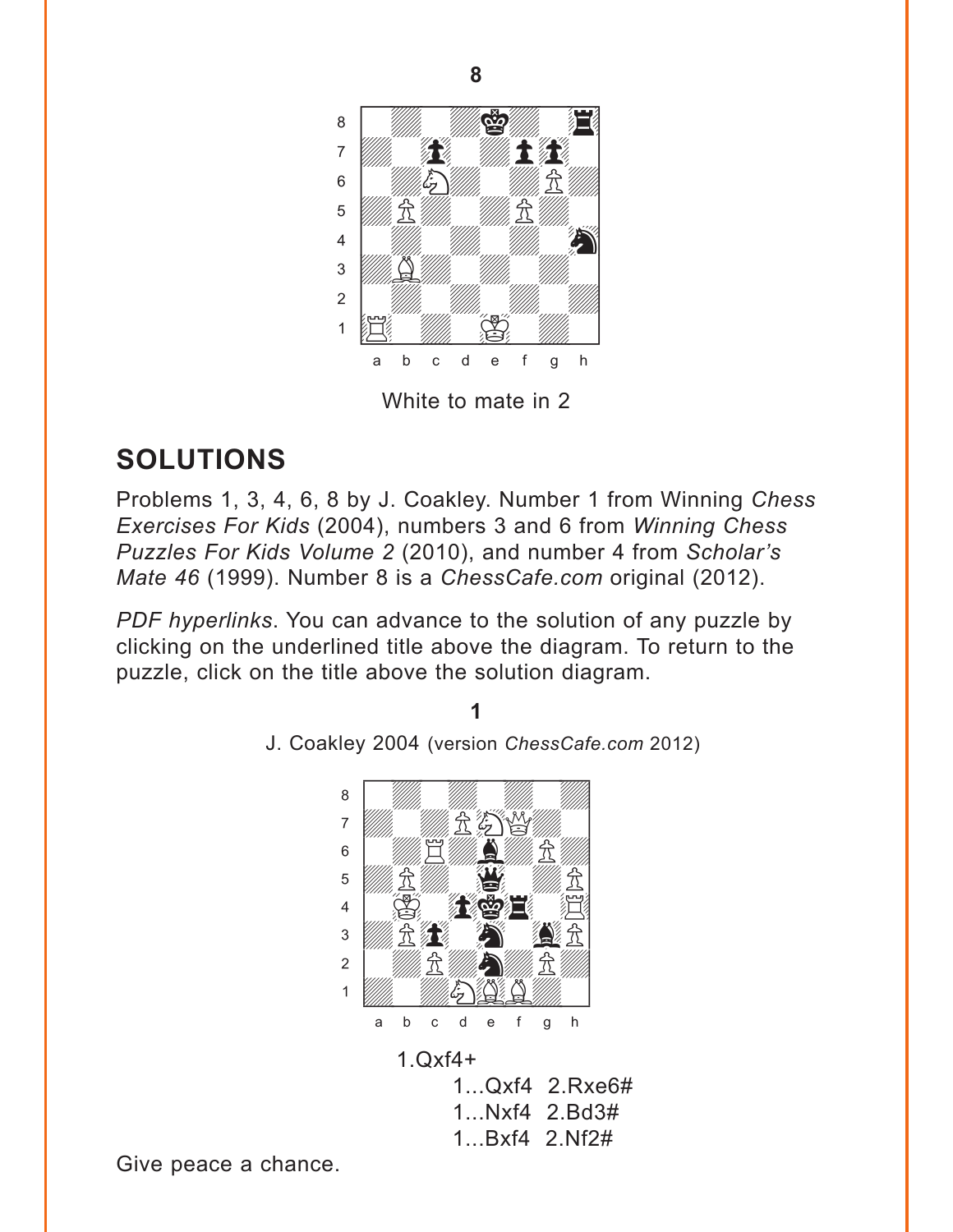**8**

White to mate in 2

## SOLUTIONS

Problems 1, 3, 4, 6, 8 by J. Coakley. Number 1 from Winning *Chess Exercises For Kids* (2004), numbers 3 and 6 from *Winning Chess Puzzles For Kids Volume 2* (2010), and number 4 from *Scholar's Mate 46* (1999). Number 8 is a *ChessCafe.com* original (2012).

*PDF hyperlinks*. You can advance to the solution of any puzzle by clicking on the underlined title above the diagram. To return to the puzzle, click on the title above the solution diagram.

**1**

J. Coakley 2004 (version *ChessCafe.com* 2012)

1.Qxf4+

1...Qxf4 2.Rxe6#

1...Nxf4 2.Bd3#

1...Bxf4 2.Nf2#

Give peace a chance.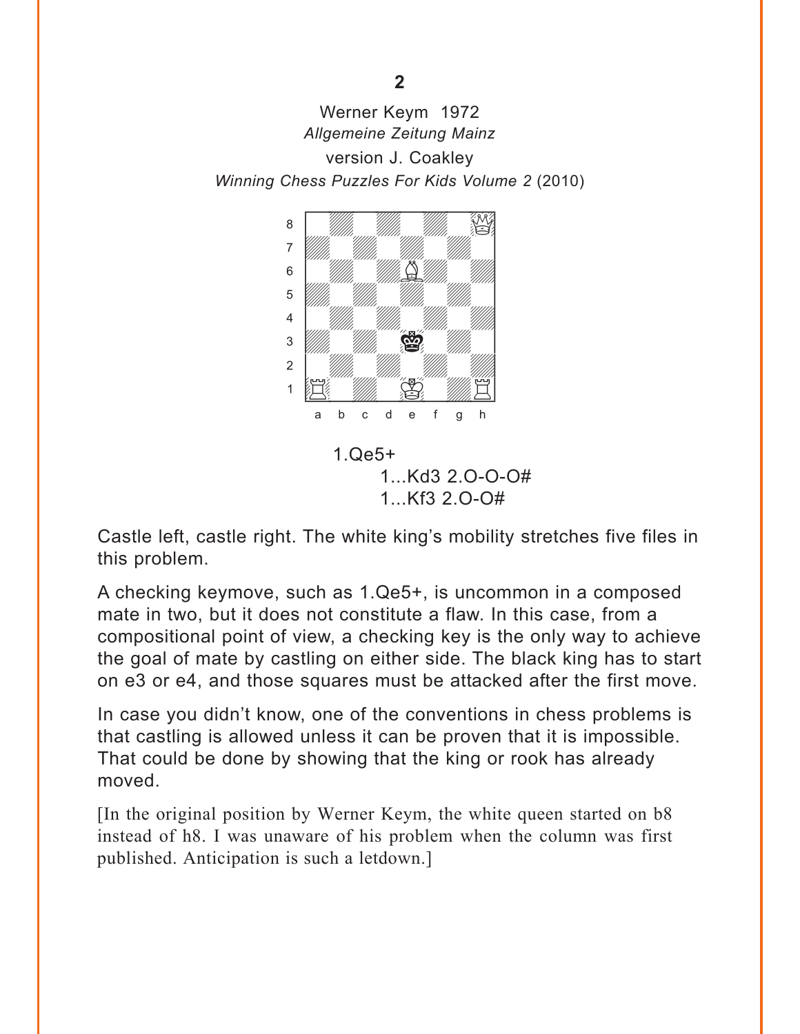**2**

Werner Keym 1972
*Allgemeine Zeitung Mainz*
version J. Coakley
*Winning Chess Puzzles For Kids Volume 2* (2010)

1.Qe5+
1...Kd3 2.O-O-O#
1...Kf3 2.O-O#

Castle left, castle right. The white king's mobility stretches five files in this problem.

A checking keymove, such as 1.Qe5+, is uncommon in a composed mate in two, but it does not constitute a flaw. In this case, from a compositional point of view, a checking key is the only way to achieve the goal of mate by castling on either side. The black king has to start on e3 or e4, and those squares must be attacked after the first move.

In case you didn't know, one of the conventions in chess problems is that castling is allowed unless it can be proven that it is impossible. That could be done by showing that the king or rook has already moved.

[In the original position by Werner Keym, the white queen started on b8 instead of h8. I was unaware of his problem when the column was first published. Anticipation is such a letdown.]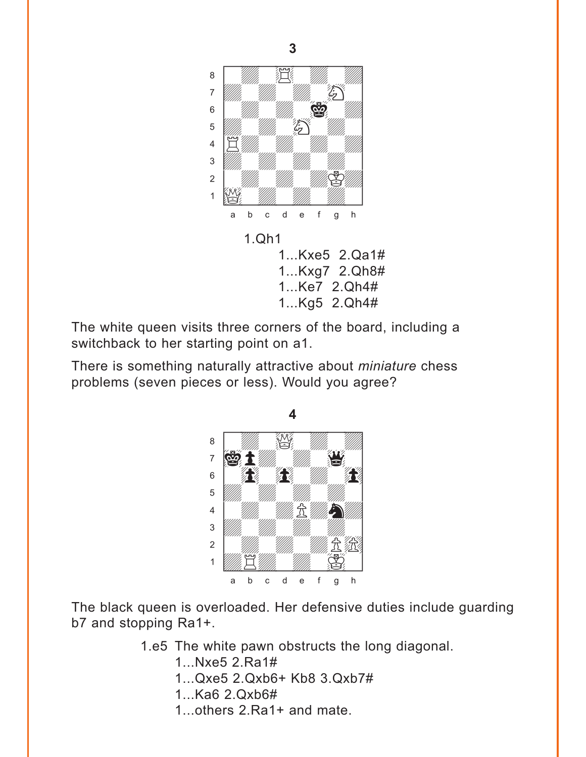**3**

1.Qh1

1...Kxe5 2.Qa1#

1...Kxg7 2.Qh8#

1...Ke7 2.Qh4#

1...Kg5 2.Qh4#

The white queen visits three corners of the board, including a switchback to her starting point on a1.

There is something naturally attractive about *miniature* chess problems (seven pieces or less). Would you agree?

**4**

The black queen is overloaded. Her defensive duties include guarding b7 and stopping Ra1+.

1.e5 The white pawn obstructs the long diagonal.

1...Nxe5 2.Ra1#

1...Qxe5 2.Qxb6+ Kb8 3.Qxb7#

1...Ka6 2.Qxb6#

1...others 2.Ra1+ and mate.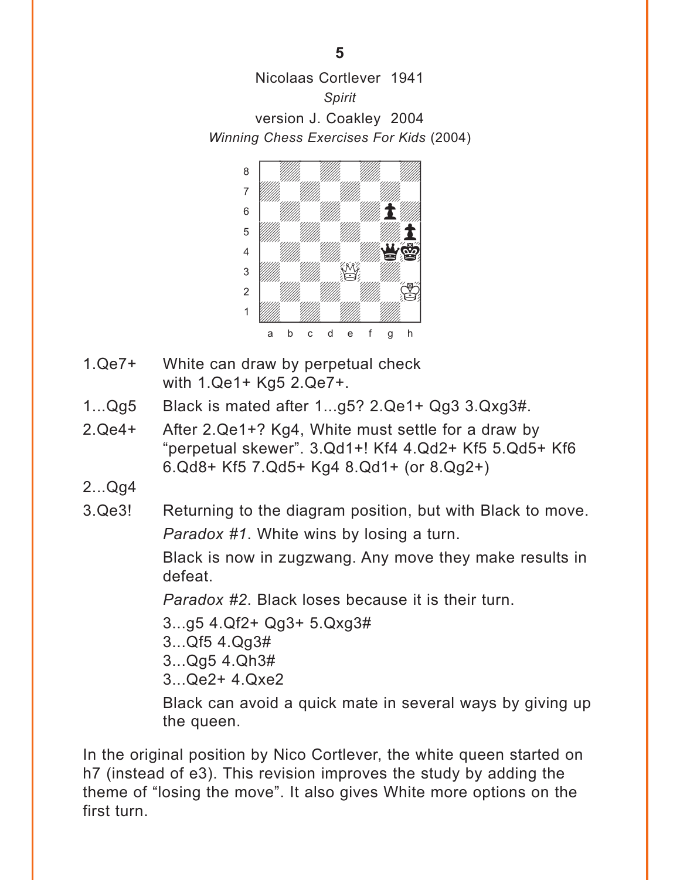**5**

Nicolaas Cortlever 1941
*Spirit*
version J. Coakley 2004
*Winning Chess Exercises For Kids* (2004)

| | |
|---|---|
| 1.Qe7+ | White can draw by perpetual check with 1.Qe1+ Kg5 2.Qe7+. |
| 1...Qg5 | Black is mated after 1...g5? 2.Qe1+ Qg3 3.Qxg3#. |
| 2.Qe4+ | After 2.Qe1+? Kg4, White must settle for a draw by "perpetual skewer". 3.Qd1+! Kf4 4.Qd2+ Kf5 5.Qd5+ Kf6 6.Qd8+ Kf5 7.Qd5+ Kg4 8.Qd1+ (or 8.Qg2+) |
| 2...Qg4 | |
| 3.Qe3! | Returning to the diagram position, but with Black to move. |

*Paradox #1*. White wins by losing a turn.

Black is now in zugzwang. Any move they make results in defeat.

*Paradox #2*. Black loses because it is their turn.

3...g5 4.Qf2+ Qg3+ 5.Qxg3#
3...Qf5 4.Qg3#
3...Qg5 4.Qh3#
3...Qe2+ 4.Qxe2

Black can avoid a quick mate in several ways by giving up the queen.

In the original position by Nico Cortlever, the white queen started on h7 (instead of e3). This revision improves the study by adding the theme of "losing the move". It also gives White more options on the first turn.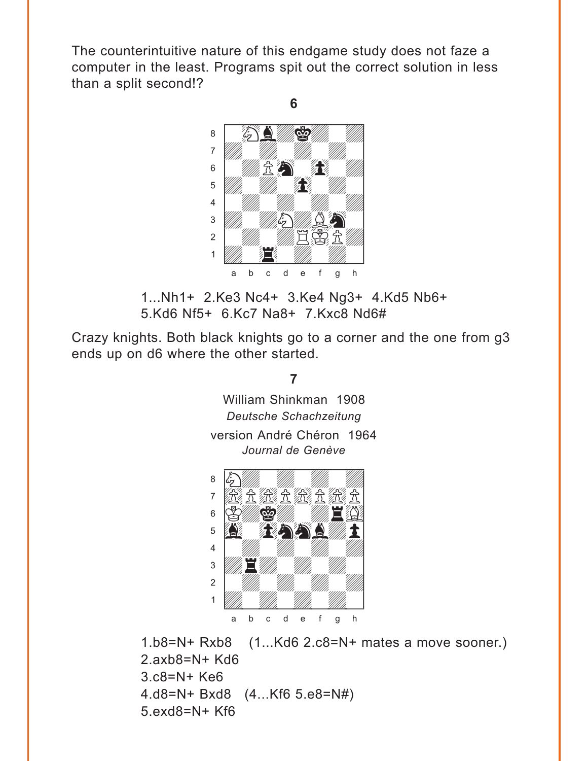The counterintuitive nature of this endgame study does not faze a computer in the least. Programs spit out the correct solution in less than a split second!?

**6**

1...Nh1+ 2.Ke3 Nc4+ 3.Ke4 Ng3+ 4.Kd5 Nb6+ 5.Kd6 Nf5+ 6.Kc7 Na8+ 7.Kxc8 Nd6#

Crazy knights. Both black knights go to a corner and the one from g3 ends up on d6 where the other started.

**7**

William Shinkman 1908
*Deutsche Schachzeitung*
version André Chéron 1964
*Journal de Genève*

1.b8=N+ Rxb8 (1...Kd6 2.c8=N+ mates a move sooner.)
2.axb8=N+ Kd6
3.c8=N+ Ke6
4.d8=N+ Bxd8 (4...Kf6 5.e8=N#)
5.exd8=N+ Kf6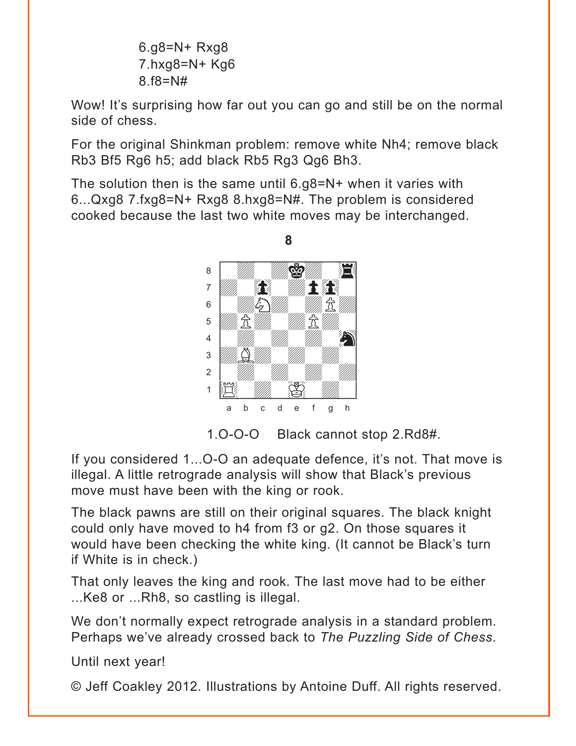6.g8=N+ Rxg8
7.hxg8=N+ Kg6
8.f8=N#

Wow! It's surprising how far out you can go and still be on the normal side of chess.

For the original Shinkman problem: remove white Nh4; remove black Rb3 Bf5 Rg6 h5; add black Rb5 Rg3 Qg6 Bh3.

The solution then is the same until 6.g8=N+ when it varies with 6...Qxg8 7.fxg8=N+ Rxg8 8.hxg8=N#. The problem is considered cooked because the last two white moves may be interchanged.

**8**

8
7
6
5
4
3
2
1
a b c d e f g h

1.O-O-O     Black cannot stop 2.Rd8#.

If you considered 1...O-O an adequate defence, it's not. That move is illegal. A little retrograde analysis will show that Black's previous move must have been with the king or rook.

The black pawns are still on their original squares. The black knight could only have moved to h4 from f3 or g2. On those squares it would have been checking the white king. (It cannot be Black's turn if White is in check.)

That only leaves the king and rook. The last move had to be either ...Ke8 or ...Rh8, so castling is illegal.

We don't normally expect retrograde analysis in a standard problem. Perhaps we've already crossed back to *The Puzzling Side of Chess*.

Until next year!

© Jeff Coakley 2012. Illustrations by Antoine Duff. All rights reserved.